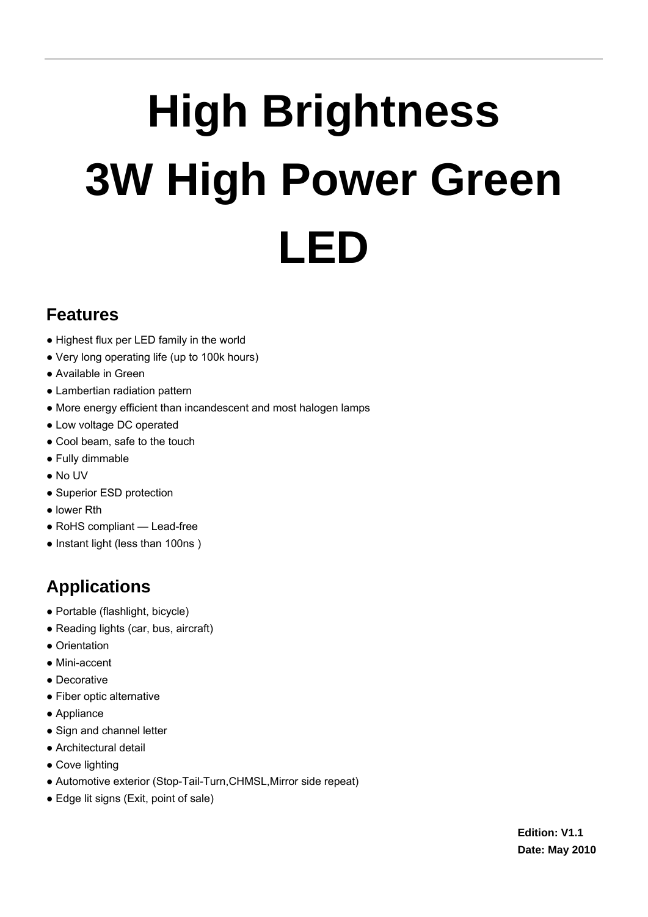# High Brightness 3W High Power Green LED

## Features

- Highest flux per LED family in the world
- Very long operating life (up to 100k hours)
- Available in Green
- Lambertian radiation pattern
- More energy efficient than incandescent and most halogen lamps
- Low voltage DC operated
- Cool beam, safe to the touch
- Fully dimmable
- No UV
- Superior ESD protection
- lower Rth
- RoHS compliant — Lead-free
- Instant light (less than 100ns )

## Applications

- Portable (flashlight, bicycle)
- Reading lights (car, bus, aircraft)
- Orientation
- Mini-accent
- Decorative
- Fiber optic alternative
- Appliance
- Sign and channel letter
- Architectural detail
- Cove lighting
- Automotive exterior (Stop-Tail-Turn,CHMSL,Mirror side repeat)
- Edge lit signs (Exit, point of sale)

**Edition: V1.1**
**Date: May 2010**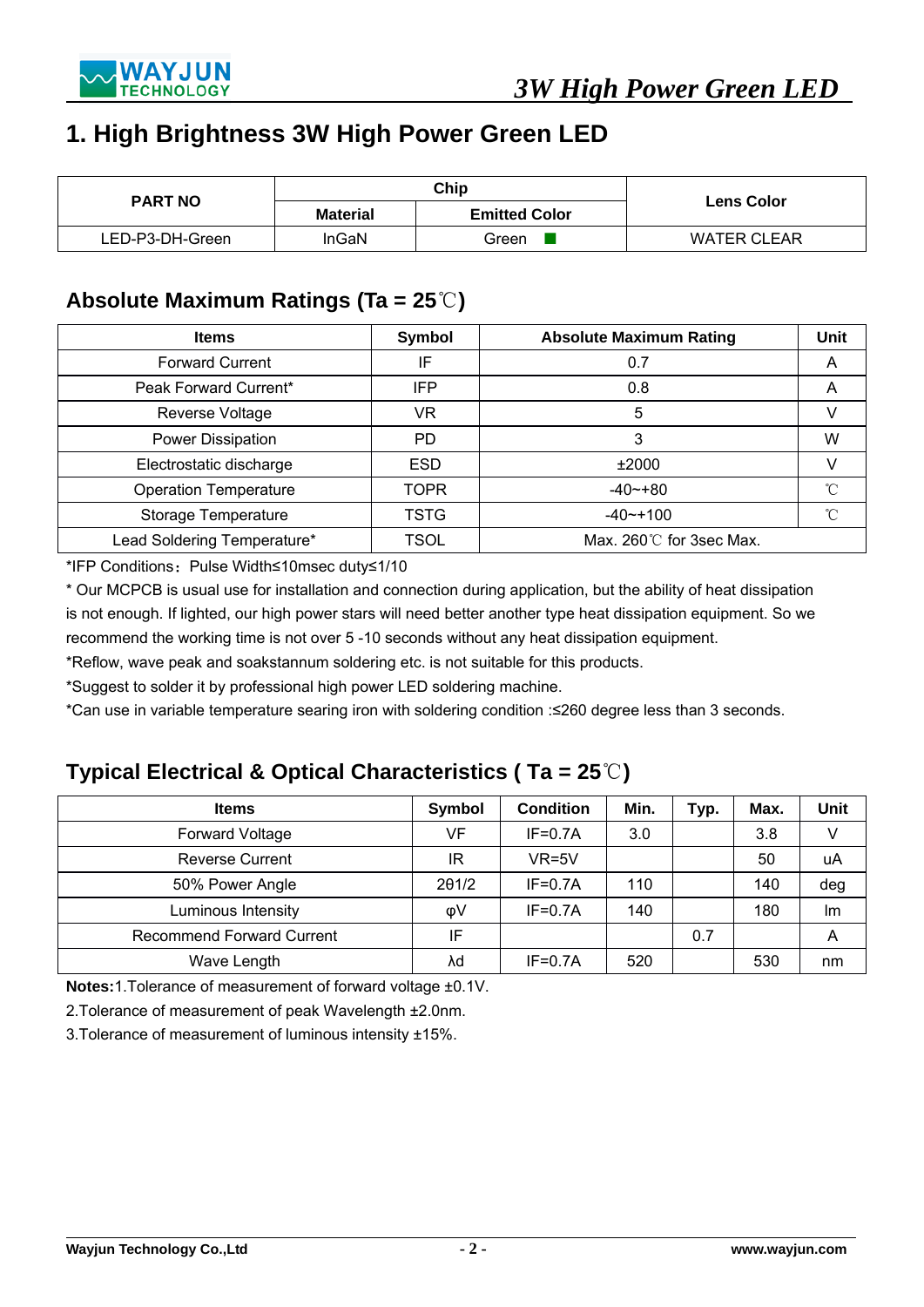# 1. High Brightness 3W High Power Green LED

| PART NO | Chip | | Lens Color |
|---|---|---|---|
| | Material | Emitted Color | |
| LED-P3-DH-Green | InGaN | Green ■ | WATER CLEAR |

## Absolute Maximum Ratings (Ta = 25℃)

| Items | Symbol | Absolute Maximum Rating | Unit |
|---|---|---|---|
| Forward Current | IF | 0.7 | A |
| Peak Forward Current* | IFP | 0.8 | A |
| Reverse Voltage | VR | 5 | V |
| Power Dissipation | PD | 3 | W |
| Electrostatic discharge | ESD | ±2000 | V |
| Operation Temperature | TOPR | -40~+80 | ℃ |
| Storage Temperature | TSTG | -40~+100 | ℃ |
| Lead Soldering Temperature* | TSOL | Max. 260℃ for 3sec Max. | |

*IFP Conditions：Pulse Width≤10msec duty≤1/10

* Our MCPCB is usual use for installation and connection during application, but the ability of heat dissipation is not enough. If lighted, our high power stars will need better another type heat dissipation equipment. So we recommend the working time is not over 5 -10 seconds without any heat dissipation equipment.

*Reflow, wave peak and soakstannum soldering etc. is not suitable for this products.

*Suggest to solder it by professional high power LED soldering machine.

*Can use in variable temperature searing iron with soldering condition :≤260 degree less than 3 seconds.

## Typical Electrical & Optical Characteristics ( Ta = 25℃)

| Items | Symbol | Condition | Min. | Typ. | Max. | Unit |
|---|---|---|---|---|---|---|
| Forward Voltage | VF | IF=0.7A | 3.0 | | 3.8 | V |
| Reverse Current | IR | VR=5V | | | 50 | uA |
| 50% Power Angle | 2θ1/2 | IF=0.7A | 110 | | 140 | deg |
| Luminous Intensity | φV | IF=0.7A | 140 | | 180 | lm |
| Recommend Forward Current | IF | | | 0.7 | | A |
| Wave Length | λd | IF=0.7A | 520 | | 530 | nm |

**Notes:**1.Tolerance of measurement of forward voltage ±0.1V.

2.Tolerance of measurement of peak Wavelength ±2.0nm.

3.Tolerance of measurement of luminous intensity ±15%.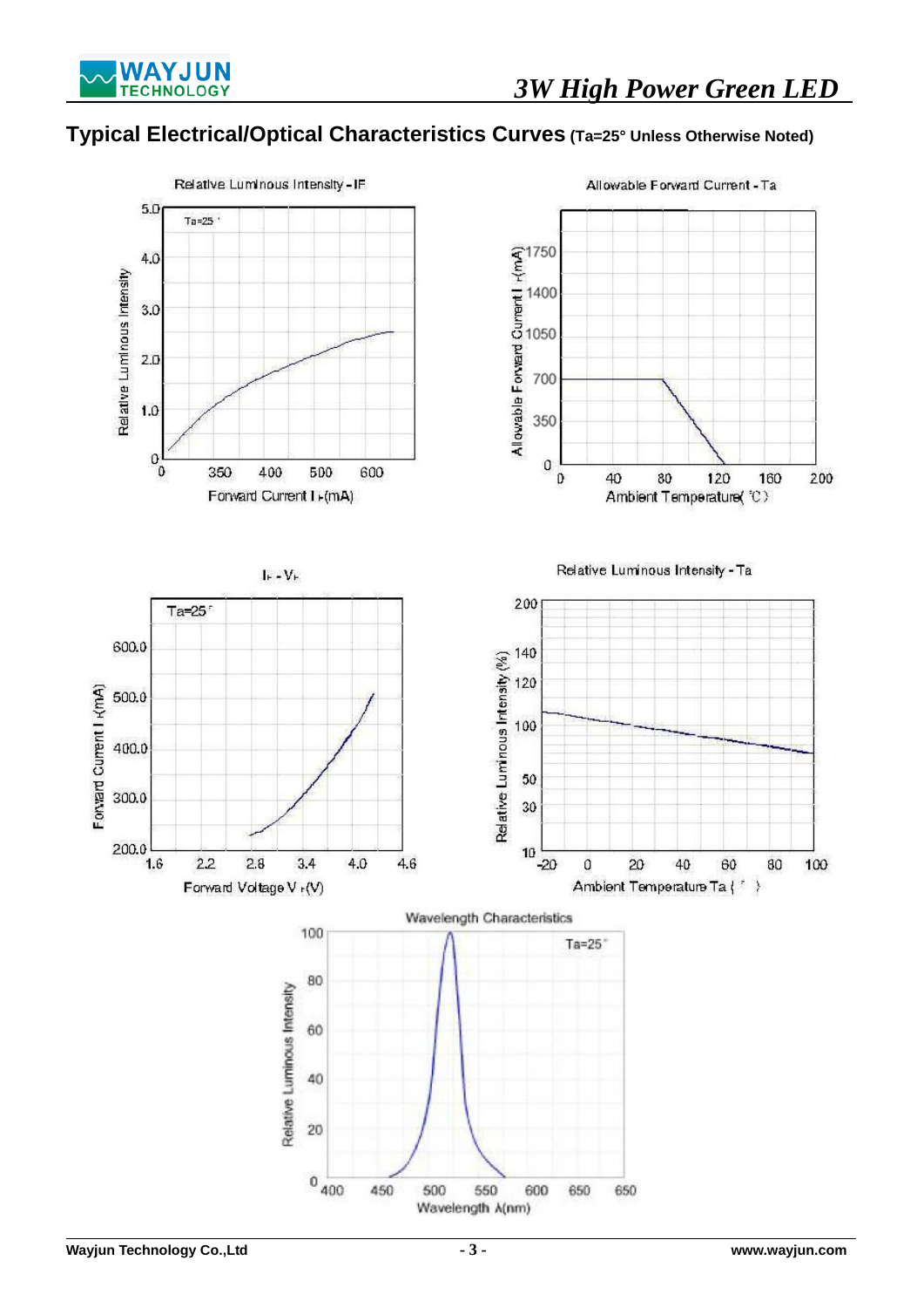## Typical Electrical/Optical Characteristics Curves (Ta=25° Unless Otherwise Noted)

Relative Luminous Intensity - IF

Allowable Forward Current - Ta

$I_F$ - $V_F$

Relative Luminous Intensity - Ta

Wavelength Characteristics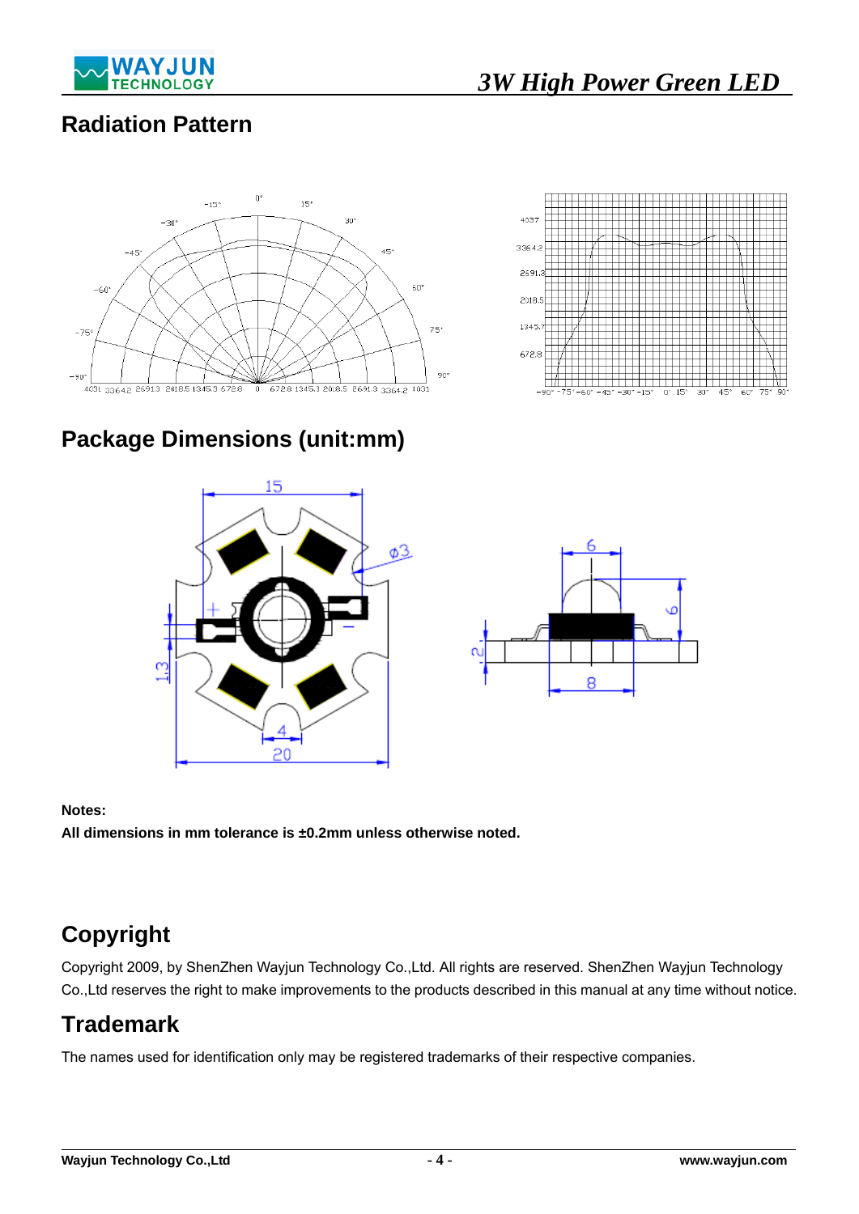## Radiation Pattern

0°
15°
-15°
30°
-30°
45°
-45°
60°
-60°
75°
-75°
90°
-90°
4031 3364.2 2691.3 2018.5 1345.3 672.8 0 672.8 1345.3 2018.5 2691.3 3364.2 4031

4037
3364.2
2691.3
2018.5
1345.7
672.8
-90° -75° -60° -45° -30° -15° 0° 15° 30° 45° 60° 75° 90°

## Package Dimensions (unit:mm)

15
φ3
+
−
1.3
4
20

6
6
2
8

**Notes:**

**All dimensions in mm tolerance is ±0.2mm unless otherwise noted.**

## Copyright

Copyright 2009, by ShenZhen Wayjun Technology Co.,Ltd. All rights are reserved. ShenZhen Wayjun Technology Co.,Ltd reserves the right to make improvements to the products described in this manual at any time without notice.

## Trademark

The names used for identification only may be registered trademarks of their respective companies.